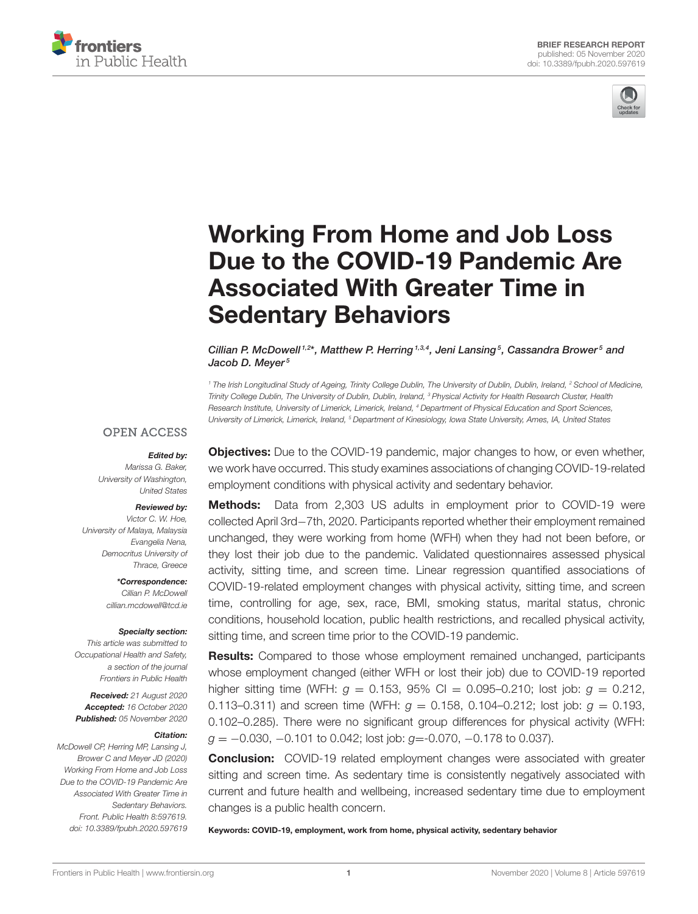BRIEF RESEARCH REPORT
published: 05 November 2020
doi: 10.3389/fpubh.2020.597619

# Working From Home and Job Loss Due to the COVID-19 Pandemic Are Associated With Greater Time in Sedentary Behaviors

*Cillian P. McDowell[1,2]\*, Matthew P. Herring[1,3,4], Jeni Lansing[5], Cassandra Brower[5] and Jacob D. Meyer[5]*

[1] The Irish Longitudinal Study of Ageing, Trinity College Dublin, The University of Dublin, Dublin, Ireland, [2] School of Medicine, Trinity College Dublin, The University of Dublin, Dublin, Ireland, [3] Physical Activity for Health Research Cluster, Health Research Institute, University of Limerick, Limerick, Ireland, [4] Department of Physical Education and Sport Sciences, University of Limerick, Limerick, Ireland, [5] Department of Kinesiology, Iowa State University, Ames, IA, United States

OPEN ACCESS

***Edited by:***
*Marissa G. Baker, University of Washington, United States*

***Reviewed by:***
*Victor C. W. Hoe, University of Malaya, Malaysia*
*Evangelia Nena, Democritus University of Thrace, Greece*

***\*Correspondence:***
*Cillian P. McDowell*
*cillian.mcdowell@tcd.ie*

***Specialty section:***
*This article was submitted to Occupational Health and Safety, a section of the journal Frontiers in Public Health*

***Received:*** *21 August 2020*
***Accepted:*** *16 October 2020*
***Published:*** *05 November 2020*

***Citation:***
*McDowell CP, Herring MP, Lansing J, Brower C and Meyer JD (2020) Working From Home and Job Loss Due to the COVID-19 Pandemic Are Associated With Greater Time in Sedentary Behaviors. Front. Public Health 8:597619. doi: 10.3389/fpubh.2020.597619*

**Objectives:** Due to the COVID-19 pandemic, major changes to how, or even whether, we work have occurred. This study examines associations of changing COVID-19-related employment conditions with physical activity and sedentary behavior.

**Methods:** Data from 2,303 US adults in employment prior to COVID-19 were collected April 3rd–7th, 2020. Participants reported whether their employment remained unchanged, they were working from home (WFH) when they had not been before, or they lost their job due to the pandemic. Validated questionnaires assessed physical activity, sitting time, and screen time. Linear regression quantified associations of COVID-19-related employment changes with physical activity, sitting time, and screen time, controlling for age, sex, race, BMI, smoking status, marital status, chronic conditions, household location, public health restrictions, and recalled physical activity, sitting time, and screen time prior to the COVID-19 pandemic.

**Results:** Compared to those whose employment remained unchanged, participants whose employment changed (either WFH or lost their job) due to COVID-19 reported higher sitting time (WFH: $g = 0.153$, 95% CI = 0.095–0.210; lost job: $g = 0.212$, 0.113–0.311) and screen time (WFH: $g = 0.158$, 0.104–0.212; lost job: $g = 0.193$, 0.102–0.285). There were no significant group differences for physical activity (WFH: $g = -0.030$, $-0.101$ to 0.042; lost job: $g = -0.070$, $-0.178$ to 0.037).

**Conclusion:** COVID-19 related employment changes were associated with greater sitting and screen time. As sedentary time is consistently negatively associated with current and future health and wellbeing, increased sedentary time due to employment changes is a public health concern.

**Keywords: COVID-19, employment, work from home, physical activity, sedentary behavior**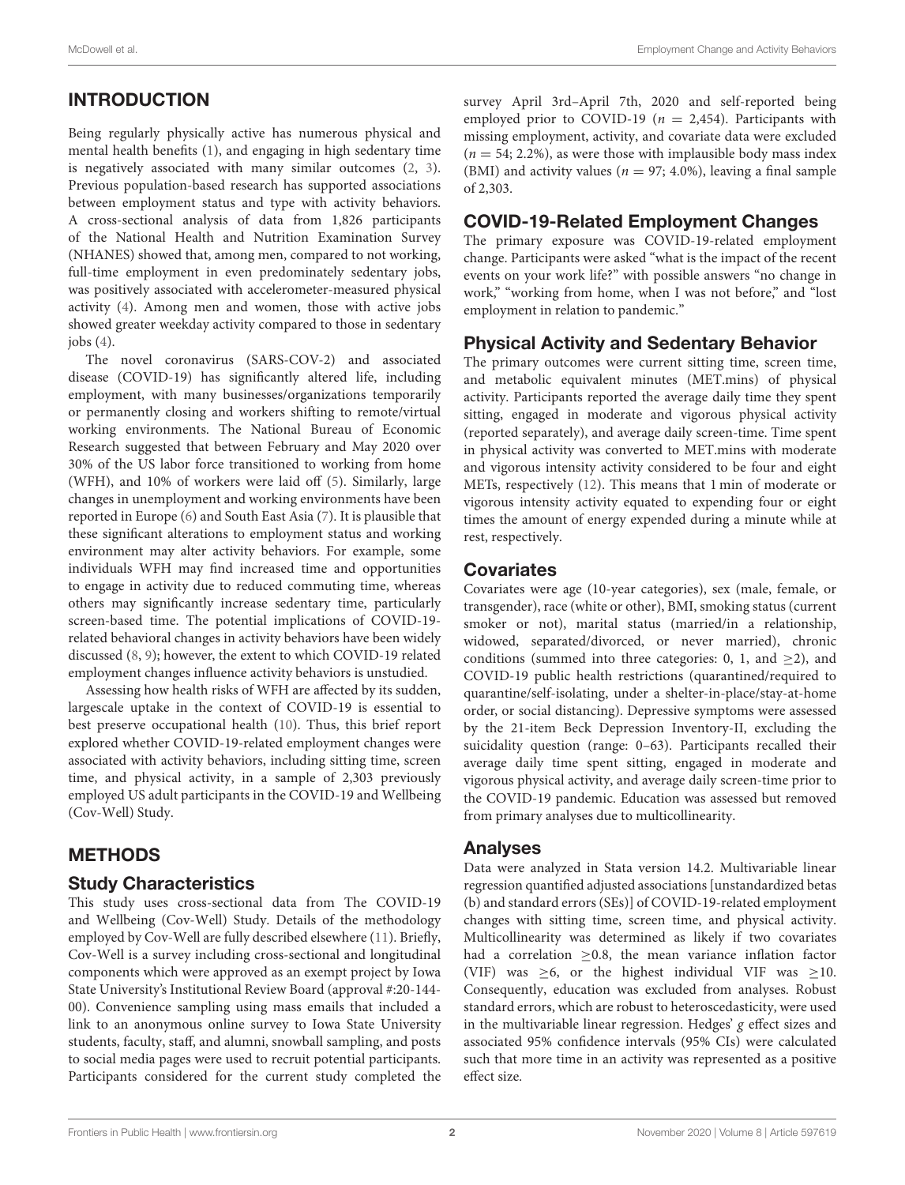## INTRODUCTION

Being regularly physically active has numerous physical and mental health benefits (1), and engaging in high sedentary time is negatively associated with many similar outcomes (2, 3). Previous population-based research has supported associations between employment status and type with activity behaviors. A cross-sectional analysis of data from 1,826 participants of the National Health and Nutrition Examination Survey (NHANES) showed that, among men, compared to not working, full-time employment in even predominately sedentary jobs, was positively associated with accelerometer-measured physical activity (4). Among men and women, those with active jobs showed greater weekday activity compared to those in sedentary jobs (4).

The novel coronavirus (SARS-COV-2) and associated disease (COVID-19) has significantly altered life, including employment, with many businesses/organizations temporarily or permanently closing and workers shifting to remote/virtual working environments. The National Bureau of Economic Research suggested that between February and May 2020 over 30% of the US labor force transitioned to working from home (WFH), and 10% of workers were laid off (5). Similarly, large changes in unemployment and working environments have been reported in Europe (6) and South East Asia (7). It is plausible that these significant alterations to employment status and working environment may alter activity behaviors. For example, some individuals WFH may find increased time and opportunities to engage in activity due to reduced commuting time, whereas others may significantly increase sedentary time, particularly screen-based time. The potential implications of COVID-19-related behavioral changes in activity behaviors have been widely discussed (8, 9); however, the extent to which COVID-19 related employment changes influence activity behaviors is unstudied.

Assessing how health risks of WFH are affected by its sudden, largescale uptake in the context of COVID-19 is essential to best preserve occupational health (10). Thus, this brief report explored whether COVID-19-related employment changes were associated with activity behaviors, including sitting time, screen time, and physical activity, in a sample of 2,303 previously employed US adult participants in the COVID-19 and Wellbeing (Cov-Well) Study.

## METHODS

### Study Characteristics

This study uses cross-sectional data from The COVID-19 and Wellbeing (Cov-Well) Study. Details of the methodology employed by Cov-Well are fully described elsewhere (11). Briefly, Cov-Well is a survey including cross-sectional and longitudinal components which were approved as an exempt project by Iowa State University's Institutional Review Board (approval #:20-144-00). Convenience sampling using mass emails that included a link to an anonymous online survey to Iowa State University students, faculty, staff, and alumni, snowball sampling, and posts to social media pages were used to recruit potential participants. Participants considered for the current study completed the survey April 3rd–April 7th, 2020 and self-reported being employed prior to COVID-19 ($n = 2,454$). Participants with missing employment, activity, and covariate data were excluded ($n = 54$; 2.2%), as were those with implausible body mass index (BMI) and activity values ($n = 97$; 4.0%), leaving a final sample of 2,303.

### COVID-19-Related Employment Changes

The primary exposure was COVID-19-related employment change. Participants were asked "what is the impact of the recent events on your work life?" with possible answers "no change in work," "working from home, when I was not before," and "lost employment in relation to pandemic."

### Physical Activity and Sedentary Behavior

The primary outcomes were current sitting time, screen time, and metabolic equivalent minutes (MET.mins) of physical activity. Participants reported the average daily time they spent sitting, engaged in moderate and vigorous physical activity (reported separately), and average daily screen-time. Time spent in physical activity was converted to MET.mins with moderate and vigorous intensity activity considered to be four and eight METs, respectively (12). This means that 1 min of moderate or vigorous intensity activity equated to expending four or eight times the amount of energy expended during a minute while at rest, respectively.

### Covariates

Covariates were age (10-year categories), sex (male, female, or transgender), race (white or other), BMI, smoking status (current smoker or not), marital status (married/in a relationship, widowed, separated/divorced, or never married), chronic conditions (summed into three categories: 0, 1, and $\geq$2), and COVID-19 public health restrictions (quarantined/required to quarantine/self-isolating, under a shelter-in-place/stay-at-home order, or social distancing). Depressive symptoms were assessed by the 21-item Beck Depression Inventory-II, excluding the suicidality question (range: 0–63). Participants recalled their average daily time spent sitting, engaged in moderate and vigorous physical activity, and average daily screen-time prior to the COVID-19 pandemic. Education was assessed but removed from primary analyses due to multicollinearity.

### Analyses

Data were analyzed in Stata version 14.2. Multivariable linear regression quantified adjusted associations [unstandardized betas (b) and standard errors (SEs)] of COVID-19-related employment changes with sitting time, screen time, and physical activity. Multicollinearity was determined as likely if two covariates had a correlation $\geq$0.8, the mean variance inflation factor (VIF) was $\geq$6, or the highest individual VIF was $\geq$10. Consequently, education was excluded from analyses. Robust standard errors, which are robust to heteroscedasticity, were used in the multivariable linear regression. Hedges' $g$ effect sizes and associated 95% confidence intervals (95% CIs) were calculated such that more time in an activity was represented as a positive effect size.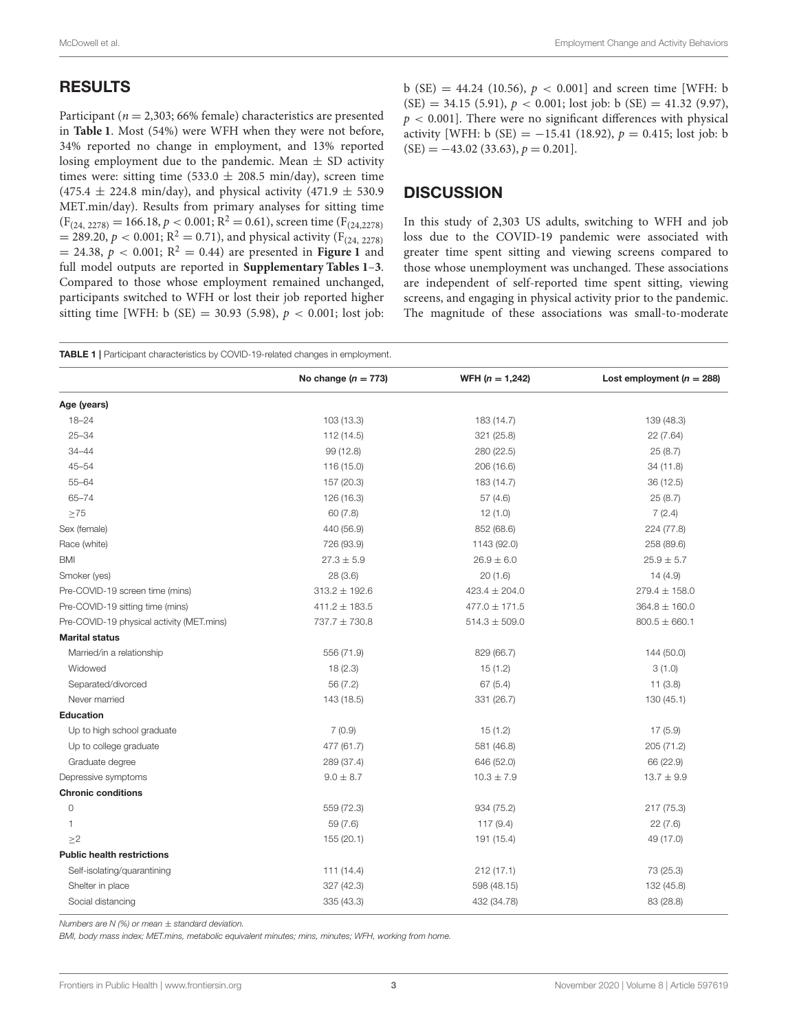## RESULTS

Participant ($n = 2,303$; 66% female) characteristics are presented in **Table 1**. Most (54%) were WFH when they were not before, 34% reported no change in employment, and 13% reported losing employment due to the pandemic. Mean ± SD activity times were: sitting time (533.0 ± 208.5 min/day), screen time (475.4 ± 224.8 min/day), and physical activity (471.9 ± 530.9 MET.min/day). Results from primary analyses for sitting time ($F_{(24, 2278)} = 166.18$, $p < 0.001$; $R^2 = 0.61$), screen time ($F_{(24,2278)} = 289.20$, $p < 0.001$; $R^2 = 0.71$), and physical activity ($F_{(24, 2278)} = 24.38$, $p < 0.001$; $R^2 = 0.44$) are presented in **Figure 1** and full model outputs are reported in **Supplementary Tables 1–3**. Compared to those whose employment remained unchanged, participants switched to WFH or lost their job reported higher sitting time [WFH: b (SE) = 30.93 (5.98), $p < 0.001$; lost job: b (SE) = 44.24 (10.56), $p < 0.001$] and screen time [WFH: b (SE) = 34.15 (5.91), $p < 0.001$; lost job: b (SE) = 41.32 (9.97), $p < 0.001$]. There were no significant differences with physical activity [WFH: b (SE) = −15.41 (18.92), $p = 0.415$; lost job: b (SE) = −43.02 (33.63), $p = 0.201$].

## DISCUSSION

In this study of 2,303 US adults, switching to WFH and job loss due to the COVID-19 pandemic were associated with greater time spent sitting and viewing screens compared to those whose unemployment was unchanged. These associations are independent of self-reported time spent sitting, viewing screens, and engaging in physical activity prior to the pandemic. The magnitude of these associations was small-to-moderate

**TABLE 1** | Participant characteristics by COVID-19-related changes in employment.

| | No change ($n$ = 773) | WFH ($n$ = 1,242) | Lost employment ($n$ = 288) |
|---|---|---|---|
| **Age (years)** | | | |
| 18–24 | 103 (13.3) | 183 (14.7) | 139 (48.3) |
| 25–34 | 112 (14.5) | 321 (25.8) | 22 (7.64) |
| 34–44 | 99 (12.8) | 280 (22.5) | 25 (8.7) |
| 45–54 | 116 (15.0) | 206 (16.6) | 34 (11.8) |
| 55–64 | 157 (20.3) | 183 (14.7) | 36 (12.5) |
| 65–74 | 126 (16.3) | 57 (4.6) | 25 (8.7) |
| ≥75 | 60 (7.8) | 12 (1.0) | 7 (2.4) |
| Sex (female) | 440 (56.9) | 852 (68.6) | 224 (77.8) |
| Race (white) | 726 (93.9) | 1143 (92.0) | 258 (89.6) |
| BMI | 27.3 ± 5.9 | 26.9 ± 6.0 | 25.9 ± 5.7 |
| Smoker (yes) | 28 (3.6) | 20 (1.6) | 14 (4.9) |
| Pre-COVID-19 screen time (mins) | 313.2 ± 192.6 | 423.4 ± 204.0 | 279.4 ± 158.0 |
| Pre-COVID-19 sitting time (mins) | 411.2 ± 183.5 | 477.0 ± 171.5 | 364.8 ± 160.0 |
| Pre-COVID-19 physical activity (MET.mins) | 737.7 ± 730.8 | 514.3 ± 509.0 | 800.5 ± 660.1 |
| **Marital status** | | | |
| Married/in a relationship | 556 (71.9) | 829 (66.7) | 144 (50.0) |
| Widowed | 18 (2.3) | 15 (1.2) | 3 (1.0) |
| Separated/divorced | 56 (7.2) | 67 (5.4) | 11 (3.8) |
| Never married | 143 (18.5) | 331 (26.7) | 130 (45.1) |
| **Education** | | | |
| Up to high school graduate | 7 (0.9) | 15 (1.2) | 17 (5.9) |
| Up to college graduate | 477 (61.7) | 581 (46.8) | 205 (71.2) |
| Graduate degree | 289 (37.4) | 646 (52.0) | 66 (22.9) |
| Depressive symptoms | 9.0 ± 8.7 | 10.3 ± 7.9 | 13.7 ± 9.9 |
| **Chronic conditions** | | | |
| 0 | 559 (72.3) | 934 (75.2) | 217 (75.3) |
| 1 | 59 (7.6) | 117 (9.4) | 22 (7.6) |
| ≥2 | 155 (20.1) | 191 (15.4) | 49 (17.0) |
| **Public health restrictions** | | | |
| Self-isolating/quarantining | 111 (14.4) | 212 (17.1) | 73 (25.3) |
| Shelter in place | 327 (42.3) | 598 (48.15) | 132 (45.8) |
| Social distancing | 335 (43.3) | 432 (34.78) | 83 (28.8) |

*Numbers are N (%) or mean ± standard deviation.*

*BMI, body mass index; MET.mins, metabolic equivalent minutes; mins, minutes; WFH, working from home.*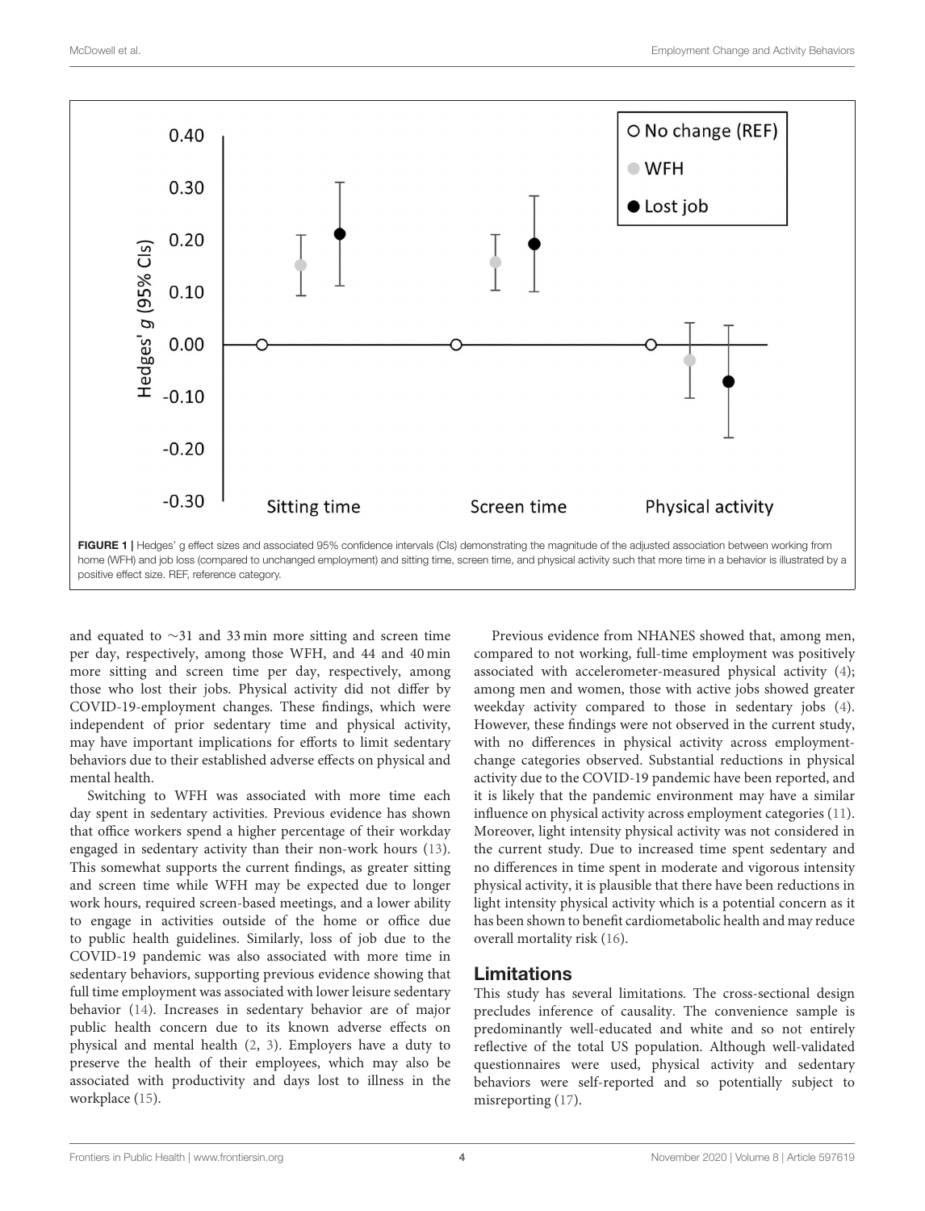FIGURE 1 | Hedges' g effect sizes and associated 95% confidence intervals (CIs) demonstrating the magnitude of the adjusted association between working from home (WFH) and job loss (compared to unchanged employment) and sitting time, screen time, and physical activity such that more time in a behavior is illustrated by a positive effect size. REF, reference category.

and equated to ∼31 and 33 min more sitting and screen time per day, respectively, among those WFH, and 44 and 40 min more sitting and screen time per day, respectively, among those who lost their jobs. Physical activity did not differ by COVID-19-employment changes. These findings, which were independent of prior sedentary time and physical activity, may have important implications for efforts to limit sedentary behaviors due to their established adverse effects on physical and mental health.

Switching to WFH was associated with more time each day spent in sedentary activities. Previous evidence has shown that office workers spend a higher percentage of their workday engaged in sedentary activity than their non-work hours (13). This somewhat supports the current findings, as greater sitting and screen time while WFH may be expected due to longer work hours, required screen-based meetings, and a lower ability to engage in activities outside of the home or office due to public health guidelines. Similarly, loss of job due to the COVID-19 pandemic was also associated with more time in sedentary behaviors, supporting previous evidence showing that full time employment was associated with lower leisure sedentary behavior (14). Increases in sedentary behavior are of major public health concern due to its known adverse effects on physical and mental health (2, 3). Employers have a duty to preserve the health of their employees, which may also be associated with productivity and days lost to illness in the workplace (15).

Previous evidence from NHANES showed that, among men, compared to not working, full-time employment was positively associated with accelerometer-measured physical activity (4); among men and women, those with active jobs showed greater weekday activity compared to those in sedentary jobs (4). However, these findings were not observed in the current study, with no differences in physical activity across employment-change categories observed. Substantial reductions in physical activity due to the COVID-19 pandemic have been reported, and it is likely that the pandemic environment may have a similar influence on physical activity across employment categories (11). Moreover, light intensity physical activity was not considered in the current study. Due to increased time spent sedentary and no differences in time spent in moderate and vigorous intensity physical activity, it is plausible that there have been reductions in light intensity physical activity which is a potential concern as it has been shown to benefit cardiometabolic health and may reduce overall mortality risk (16).

## Limitations

This study has several limitations. The cross-sectional design precludes inference of causality. The convenience sample is predominantly well-educated and white and so not entirely reflective of the total US population. Although well-validated questionnaires were used, physical activity and sedentary behaviors were self-reported and so potentially subject to misreporting (17).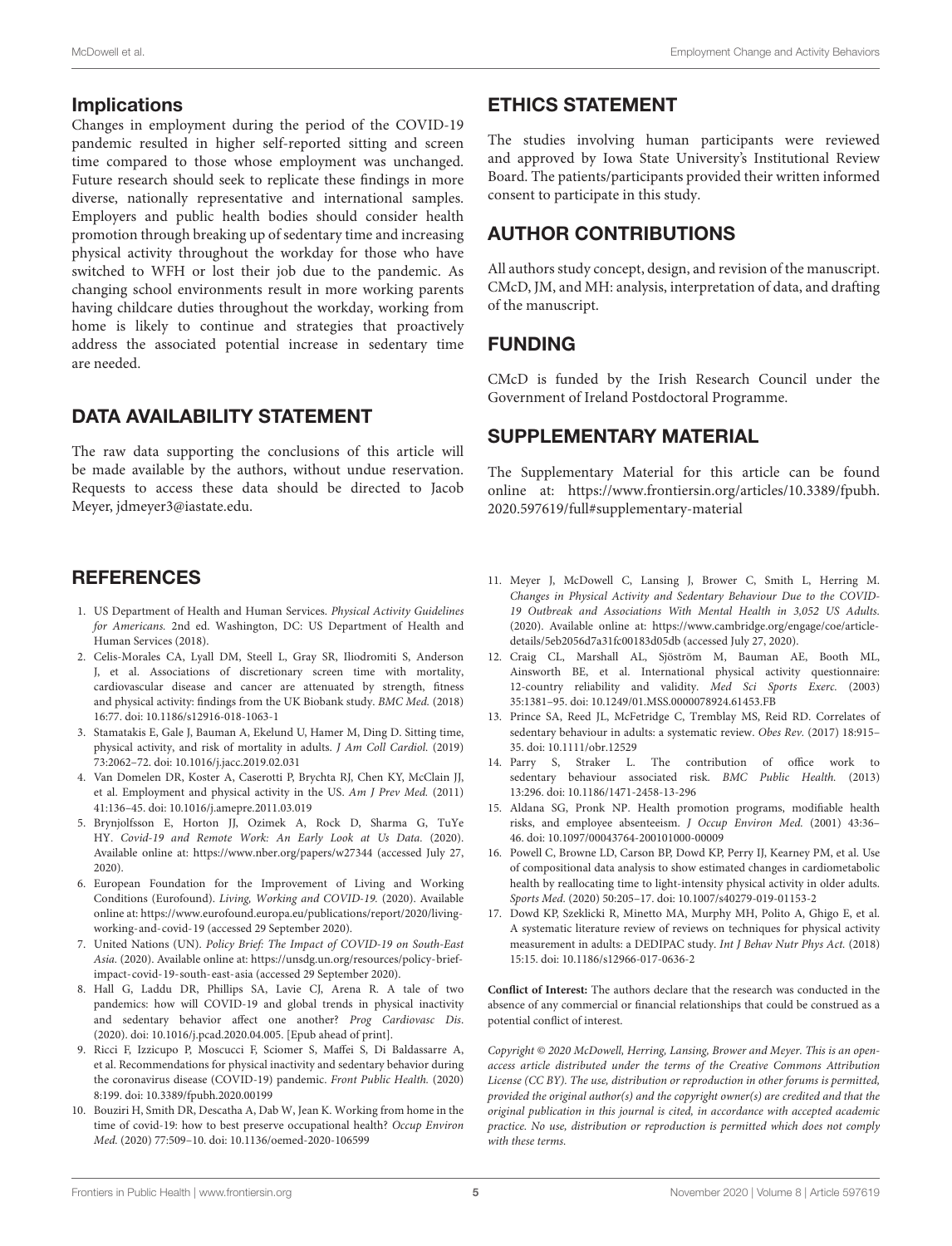## Implications

Changes in employment during the period of the COVID-19 pandemic resulted in higher self-reported sitting and screen time compared to those whose employment was unchanged. Future research should seek to replicate these findings in more diverse, nationally representative and international samples. Employers and public health bodies should consider health promotion through breaking up of sedentary time and increasing physical activity throughout the workday for those who have switched to WFH or lost their job due to the pandemic. As changing school environments result in more working parents having childcare duties throughout the workday, working from home is likely to continue and strategies that proactively address the associated potential increase in sedentary time are needed.

## DATA AVAILABILITY STATEMENT

The raw data supporting the conclusions of this article will be made available by the authors, without undue reservation. Requests to access these data should be directed to Jacob Meyer, jdmeyer3@iastate.edu.

## ETHICS STATEMENT

The studies involving human participants were reviewed and approved by Iowa State University's Institutional Review Board. The patients/participants provided their written informed consent to participate in this study.

## AUTHOR CONTRIBUTIONS

All authors study concept, design, and revision of the manuscript. CMcD, JM, and MH: analysis, interpretation of data, and drafting of the manuscript.

## FUNDING

CMcD is funded by the Irish Research Council under the Government of Ireland Postdoctoral Programme.

## SUPPLEMENTARY MATERIAL

The Supplementary Material for this article can be found online at: https://www.frontiersin.org/articles/10.3389/fpubh.2020.597619/full#supplementary-material

## REFERENCES

1. US Department of Health and Human Services. *Physical Activity Guidelines for Americans.* 2nd ed. Washington, DC: US Department of Health and Human Services (2018).
2. Celis-Morales CA, Lyall DM, Steell L, Gray SR, Iliodromiti S, Anderson J, et al. Associations of discretionary screen time with mortality, cardiovascular disease and cancer are attenuated by strength, fitness and physical activity: findings from the UK Biobank study. *BMC Med.* (2018) 16:77. doi: 10.1186/s12916-018-1063-1
3. Stamatakis E, Gale J, Bauman A, Ekelund U, Hamer M, Ding D. Sitting time, physical activity, and risk of mortality in adults. *J Am Coll Cardiol.* (2019) 73:2062–72. doi: 10.1016/j.jacc.2019.02.031
4. Van Domelen DR, Koster A, Caserotti P, Brychta RJ, Chen KY, McClain JJ, et al. Employment and physical activity in the US. *Am J Prev Med.* (2011) 41:136–45. doi: 10.1016/j.amepre.2011.03.019
5. Brynjolfsson E, Horton JJ, Ozimek A, Rock D, Sharma G, TuYe HY. *Covid-19 and Remote Work: An Early Look at Us Data.* (2020). Available online at: https://www.nber.org/papers/w27344 (accessed July 27, 2020).
6. European Foundation for the Improvement of Living and Working Conditions (Eurofound). *Living, Working and COVID-19.* (2020). Available online at: https://www.eurofound.europa.eu/publications/report/2020/living-working-and-covid-19 (accessed 29 September 2020).
7. United Nations (UN). *Policy Brief: The Impact of COVID-19 on South-East Asia.* (2020). Available online at: https://unsdg.un.org/resources/policy-brief-impact-covid-19-south-east-asia (accessed 29 September 2020).
8. Hall G, Laddu DR, Phillips SA, Lavie CJ, Arena R. A tale of two pandemics: how will COVID-19 and global trends in physical inactivity and sedentary behavior affect one another? *Prog Cardiovasc Dis.* (2020). doi: 10.1016/j.pcad.2020.04.005. [Epub ahead of print].
9. Ricci F, Izzicupo P, Moscucci F, Sciomer S, Maffei S, Di Baldassarre A, et al. Recommendations for physical inactivity and sedentary behavior during the coronavirus disease (COVID-19) pandemic. *Front Public Health.* (2020) 8:199. doi: 10.3389/fpubh.2020.00199
10. Bouziri H, Smith DR, Descatha A, Dab W, Jean K. Working from home in the time of covid-19: how to best preserve occupational health? *Occup Environ Med.* (2020) 77:509–10. doi: 10.1136/oemed-2020-106599
11. Meyer J, McDowell C, Lansing J, Brower C, Smith L, Herring M. *Changes in Physical Activity and Sedentary Behaviour Due to the COVID-19 Outbreak and Associations With Mental Health in 3,052 US Adults.* (2020). Available online at: https://www.cambridge.org/engage/coe/article-details/5eb2056d7a31fc00183d05db (accessed July 27, 2020).
12. Craig CL, Marshall AL, Sjöström M, Bauman AE, Booth ML, Ainsworth BE, et al. International physical activity questionnaire: 12-country reliability and validity. *Med Sci Sports Exerc.* (2003) 35:1381–95. doi: 10.1249/01.MSS.0000078924.61453.FB
13. Prince SA, Reed JL, McFetridge C, Tremblay MS, Reid RD. Correlates of sedentary behaviour in adults: a systematic review. *Obes Rev.* (2017) 18:915–35. doi: 10.1111/obr.12529
14. Parry S, Straker L. The contribution of office work to sedentary behaviour associated risk. *BMC Public Health.* (2013) 13:296. doi: 10.1186/1471-2458-13-296
15. Aldana SG, Pronk NP. Health promotion programs, modifiable health risks, and employee absenteeism. *J Occup Environ Med.* (2001) 43:36–46. doi: 10.1097/00043764-200101000-00009
16. Powell C, Browne LD, Carson BP, Dowd KP, Perry IJ, Kearney PM, et al. Use of compositional data analysis to show estimated changes in cardiometabolic health by reallocating time to light-intensity physical activity in older adults. *Sports Med.* (2020) 50:205–17. doi: 10.1007/s40279-019-01153-2
17. Dowd KP, Szeklicki R, Minetto MA, Murphy MH, Polito A, Ghigo E, et al. A systematic literature review of reviews on techniques for physical activity measurement in adults: a DEDIPAC study. *Int J Behav Nutr Phys Act.* (2018) 15:15. doi: 10.1186/s12966-017-0636-2

**Conflict of Interest:** The authors declare that the research was conducted in the absence of any commercial or financial relationships that could be construed as a potential conflict of interest.

*Copyright © 2020 McDowell, Herring, Lansing, Brower and Meyer. This is an open-access article distributed under the terms of the Creative Commons Attribution License (CC BY). The use, distribution or reproduction in other forums is permitted, provided the original author(s) and the copyright owner(s) are credited and that the original publication in this journal is cited, in accordance with accepted academic practice. No use, distribution or reproduction is permitted which does not comply with these terms.*